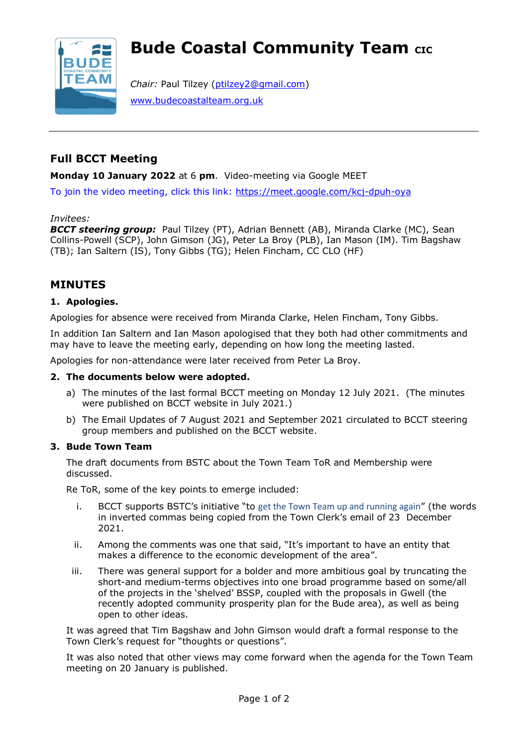# Bude Coastal Community Team CIC

*Chair:* Paul Tilzey (ptilzey2@gmail.com)

www.budecoastalteam.org.uk

---

## Full BCCT Meeting

**Monday 10 January 2022** at 6 **pm**. Video-meeting via Google MEET

To join the video meeting, click this link: https://meet.google.com/kcj-dpuh-oya

*Invitees:*
***BCCT steering group:*** Paul Tilzey (PT), Adrian Bennett (AB), Miranda Clarke (MC), Sean Collins-Powell (SCP), John Gimson (JG), Peter La Broy (PLB), Ian Mason (IM). Tim Bagshaw (TB); Ian Saltern (IS), Tony Gibbs (TG); Helen Fincham, CC CLO (HF)

## MINUTES

### 1. Apologies.

Apologies for absence were received from Miranda Clarke, Helen Fincham, Tony Gibbs.

In addition Ian Saltern and Ian Mason apologised that they both had other commitments and may have to leave the meeting early, depending on how long the meeting lasted.

Apologies for non-attendance were later received from Peter La Broy.

### 2. The documents below were adopted.

a) The minutes of the last formal BCCT meeting on Monday 12 July 2021. (The minutes were published on BCCT website in July 2021.)

b) The Email Updates of 7 August 2021 and September 2021 circulated to BCCT steering group members and published on the BCCT website.

### 3. Bude Town Team

The draft documents from BSTC about the Town Team ToR and Membership were discussed.

Re ToR, some of the key points to emerge included:

i. BCCT supports BSTC's initiative "to get the Town Team up and running again" (the words in inverted commas being copied from the Town Clerk's email of 23 December 2021.

ii. Among the comments was one that said, "It's important to have an entity that makes a difference to the economic development of the area".

iii. There was general support for a bolder and more ambitious goal by truncating the short-and medium-terms objectives into one broad programme based on some/all of the projects in the 'shelved' BSSP, coupled with the proposals in Gwell (the recently adopted community prosperity plan for the Bude area), as well as being open to other ideas.

It was agreed that Tim Bagshaw and John Gimson would draft a formal response to the Town Clerk's request for "thoughts or questions".

It was also noted that other views may come forward when the agenda for the Town Team meeting on 20 January is published.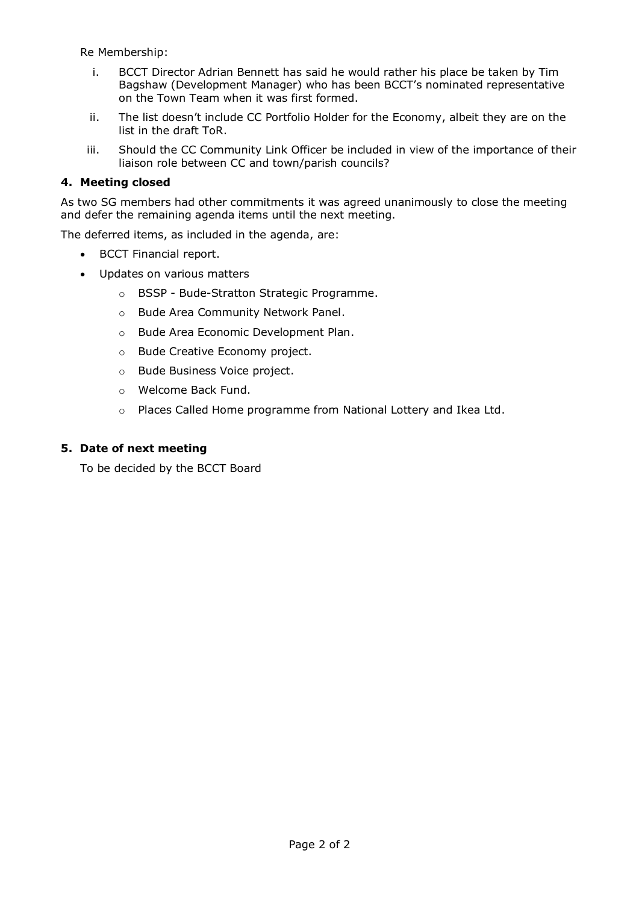Re Membership:

i. BCCT Director Adrian Bennett has said he would rather his place be taken by Tim Bagshaw (Development Manager) who has been BCCT's nominated representative on the Town Team when it was first formed.

ii. The list doesn't include CC Portfolio Holder for the Economy, albeit they are on the list in the draft ToR.

iii. Should the CC Community Link Officer be included in view of the importance of their liaison role between CC and town/parish councils?

**4. Meeting closed**

As two SG members had other commitments it was agreed unanimously to close the meeting and defer the remaining agenda items until the next meeting.

The deferred items, as included in the agenda, are:

- BCCT Financial report.
- Updates on various matters
  - BSSP - Bude-Stratton Strategic Programme.
  - Bude Area Community Network Panel.
  - Bude Area Economic Development Plan.
  - Bude Creative Economy project.
  - Bude Business Voice project.
  - Welcome Back Fund.
  - Places Called Home programme from National Lottery and Ikea Ltd.

**5. Date of next meeting**

To be decided by the BCCT Board